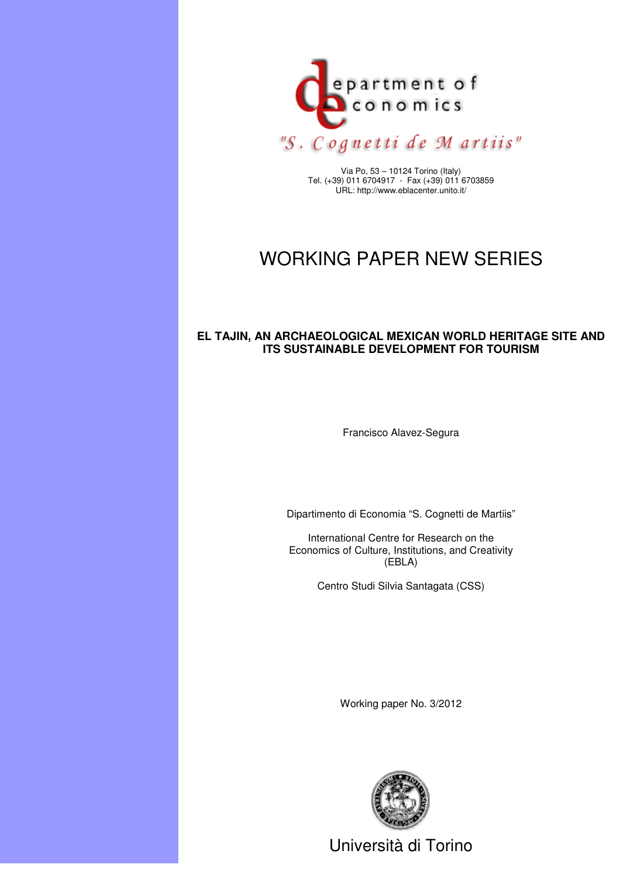department of economics "S. Cognetti de Martiis"

Via Po, 53 – 10124 Torino (Italy)
Tel. (+39) 011 6704917 - Fax (+39) 011 6703859
URL: http://www.eblacenter.unito.it/

# WORKING PAPER NEW SERIES

## EL TAJIN, AN ARCHAEOLOGICAL MEXICAN WORLD HERITAGE SITE AND ITS SUSTAINABLE DEVELOPMENT FOR TOURISM

Francisco Alavez-Segura

Dipartimento di Economia "S. Cognetti de Martiis"

International Centre for Research on the Economics of Culture, Institutions, and Creativity (EBLA)

Centro Studi Silvia Santagata (CSS)

Working paper No. 3/2012

Università di Torino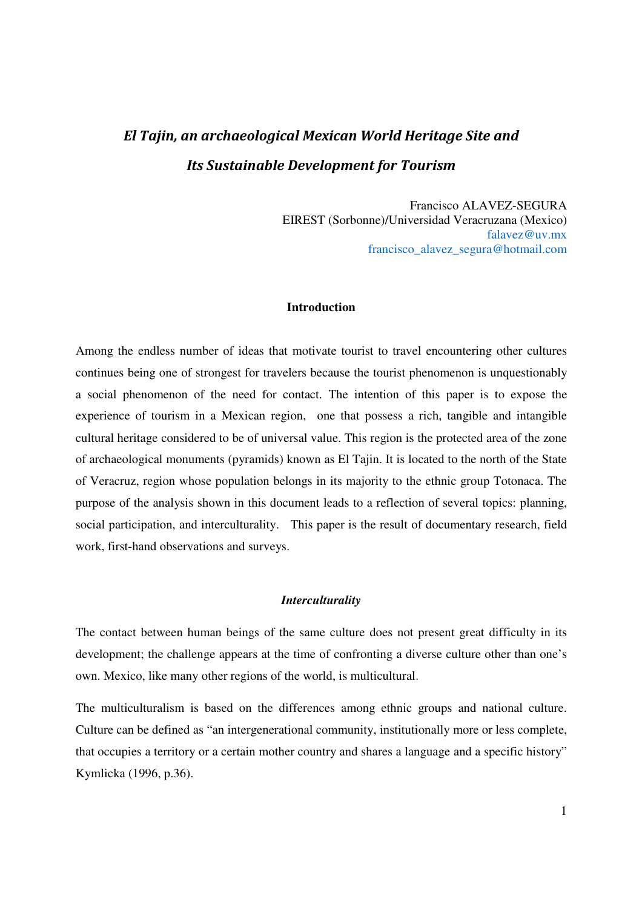# *El Tajin, an archaeological Mexican World Heritage Site and Its Sustainable Development for Tourism*

Francisco ALAVEZ-SEGURA
EIREST (Sorbonne)/Universidad Veracruzana (Mexico)
falavez@uv.mx
francisco_alavez_segura@hotmail.com

## Introduction

Among the endless number of ideas that motivate tourist to travel encountering other cultures continues being one of strongest for travelers because the tourist phenomenon is unquestionably a social phenomenon of the need for contact. The intention of this paper is to expose the experience of tourism in a Mexican region, one that possess a rich, tangible and intangible cultural heritage considered to be of universal value. This region is the protected area of the zone of archaeological monuments (pyramids) known as El Tajin. It is located to the north of the State of Veracruz, region whose population belongs in its majority to the ethnic group Totonaca. The purpose of the analysis shown in this document leads to a reflection of several topics: planning, social participation, and interculturality. This paper is the result of documentary research, field work, first-hand observations and surveys.

### *Interculturality*

The contact between human beings of the same culture does not present great difficulty in its development; the challenge appears at the time of confronting a diverse culture other than one's own. Mexico, like many other regions of the world, is multicultural.

The multiculturalism is based on the differences among ethnic groups and national culture. Culture can be defined as "an intergenerational community, institutionally more or less complete, that occupies a territory or a certain mother country and shares a language and a specific history" Kymlicka (1996, p.36).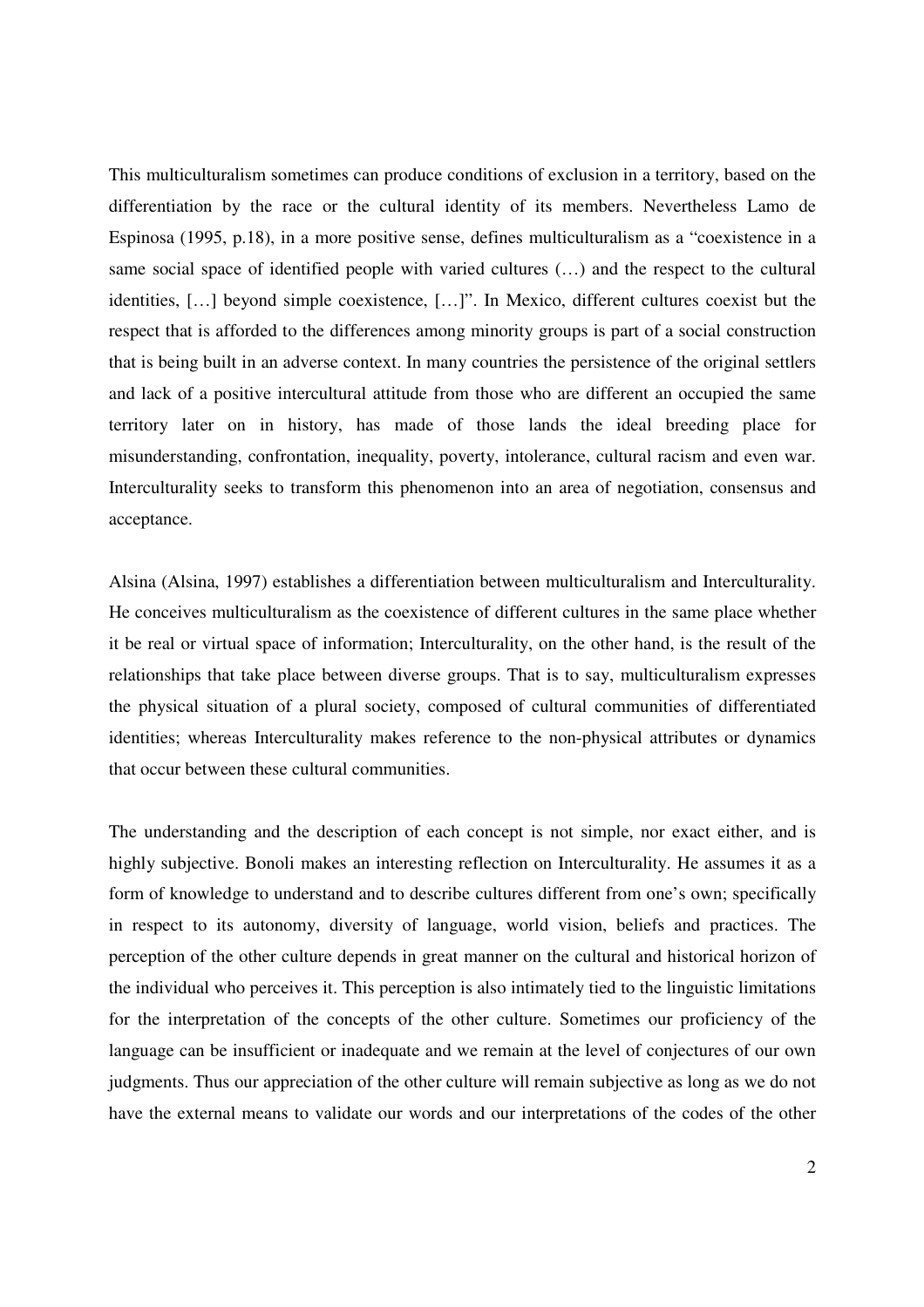This multiculturalism sometimes can produce conditions of exclusion in a territory, based on the differentiation by the race or the cultural identity of its members. Nevertheless Lamo de Espinosa (1995, p.18), in a more positive sense, defines multiculturalism as a "coexistence in a same social space of identified people with varied cultures (…) and the respect to the cultural identities, […] beyond simple coexistence, […]". In Mexico, different cultures coexist but the respect that is afforded to the differences among minority groups is part of a social construction that is being built in an adverse context. In many countries the persistence of the original settlers and lack of a positive intercultural attitude from those who are different an occupied the same territory later on in history, has made of those lands the ideal breeding place for misunderstanding, confrontation, inequality, poverty, intolerance, cultural racism and even war. Interculturality seeks to transform this phenomenon into an area of negotiation, consensus and acceptance.

Alsina (Alsina, 1997) establishes a differentiation between multiculturalism and Interculturality. He conceives multiculturalism as the coexistence of different cultures in the same place whether it be real or virtual space of information; Interculturality, on the other hand, is the result of the relationships that take place between diverse groups. That is to say, multiculturalism expresses the physical situation of a plural society, composed of cultural communities of differentiated identities; whereas Interculturality makes reference to the non-physical attributes or dynamics that occur between these cultural communities.

The understanding and the description of each concept is not simple, nor exact either, and is highly subjective. Bonoli makes an interesting reflection on Interculturality. He assumes it as a form of knowledge to understand and to describe cultures different from one's own; specifically in respect to its autonomy, diversity of language, world vision, beliefs and practices. The perception of the other culture depends in great manner on the cultural and historical horizon of the individual who perceives it. This perception is also intimately tied to the linguistic limitations for the interpretation of the concepts of the other culture. Sometimes our proficiency of the language can be insufficient or inadequate and we remain at the level of conjectures of our own judgments. Thus our appreciation of the other culture will remain subjective as long as we do not have the external means to validate our words and our interpretations of the codes of the other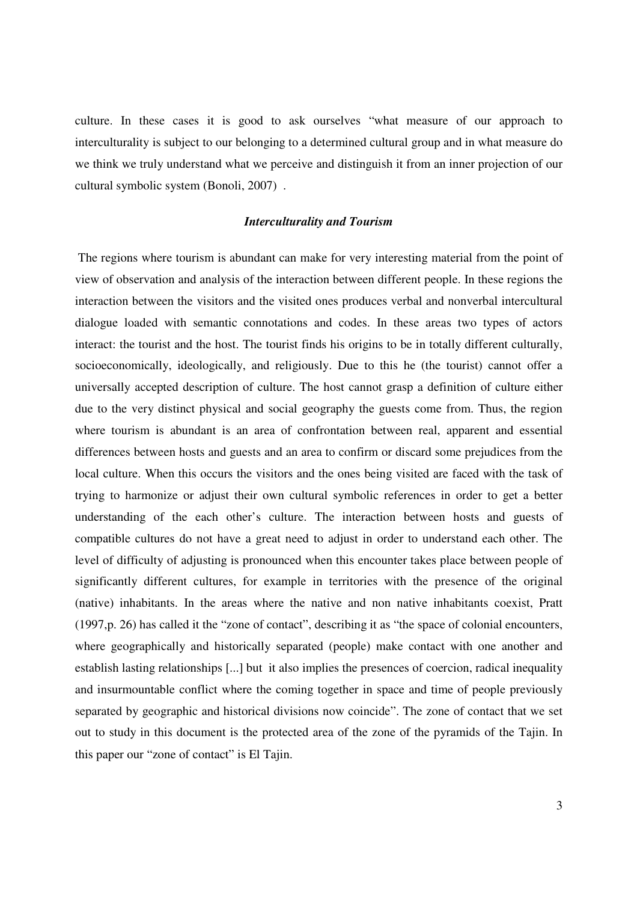culture. In these cases it is good to ask ourselves "what measure of our approach to interculturality is subject to our belonging to a determined cultural group and in what measure do we think we truly understand what we perceive and distinguish it from an inner projection of our cultural symbolic system (Bonoli, 2007) .

### *Interculturality and Tourism*

The regions where tourism is abundant can make for very interesting material from the point of view of observation and analysis of the interaction between different people. In these regions the interaction between the visitors and the visited ones produces verbal and nonverbal intercultural dialogue loaded with semantic connotations and codes. In these areas two types of actors interact: the tourist and the host. The tourist finds his origins to be in totally different culturally, socioeconomically, ideologically, and religiously. Due to this he (the tourist) cannot offer a universally accepted description of culture. The host cannot grasp a definition of culture either due to the very distinct physical and social geography the guests come from. Thus, the region where tourism is abundant is an area of confrontation between real, apparent and essential differences between hosts and guests and an area to confirm or discard some prejudices from the local culture. When this occurs the visitors and the ones being visited are faced with the task of trying to harmonize or adjust their own cultural symbolic references in order to get a better understanding of the each other's culture. The interaction between hosts and guests of compatible cultures do not have a great need to adjust in order to understand each other. The level of difficulty of adjusting is pronounced when this encounter takes place between people of significantly different cultures, for example in territories with the presence of the original (native) inhabitants. In the areas where the native and non native inhabitants coexist, Pratt (1997,p. 26) has called it the "zone of contact", describing it as "the space of colonial encounters, where geographically and historically separated (people) make contact with one another and establish lasting relationships [...] but it also implies the presences of coercion, radical inequality and insurmountable conflict where the coming together in space and time of people previously separated by geographic and historical divisions now coincide". The zone of contact that we set out to study in this document is the protected area of the zone of the pyramids of the Tajin. In this paper our "zone of contact" is El Tajin.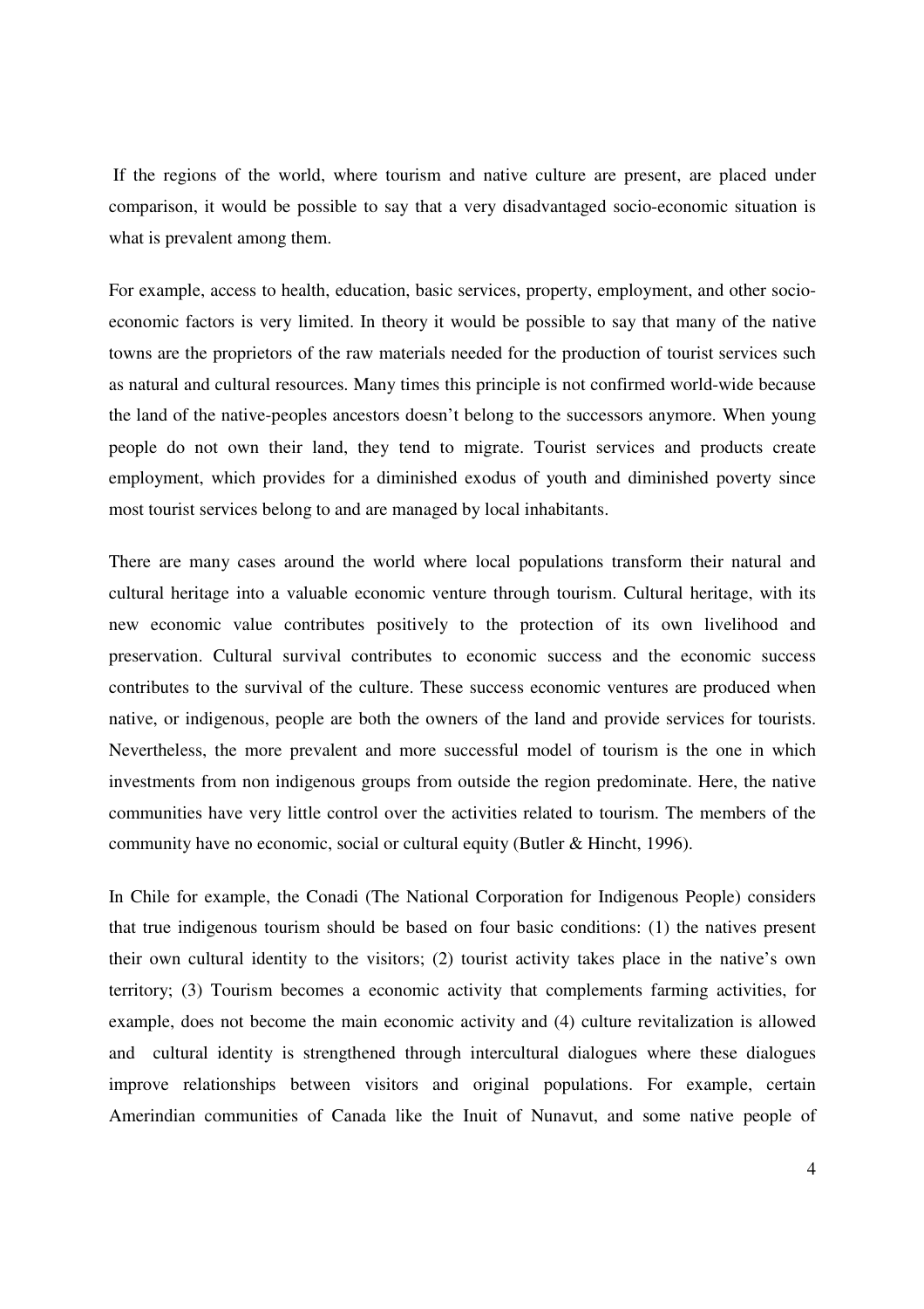If the regions of the world, where tourism and native culture are present, are placed under comparison, it would be possible to say that a very disadvantaged socio-economic situation is what is prevalent among them.

For example, access to health, education, basic services, property, employment, and other socio-economic factors is very limited. In theory it would be possible to say that many of the native towns are the proprietors of the raw materials needed for the production of tourist services such as natural and cultural resources. Many times this principle is not confirmed world-wide because the land of the native-peoples ancestors doesn't belong to the successors anymore. When young people do not own their land, they tend to migrate. Tourist services and products create employment, which provides for a diminished exodus of youth and diminished poverty since most tourist services belong to and are managed by local inhabitants.

There are many cases around the world where local populations transform their natural and cultural heritage into a valuable economic venture through tourism. Cultural heritage, with its new economic value contributes positively to the protection of its own livelihood and preservation. Cultural survival contributes to economic success and the economic success contributes to the survival of the culture. These success economic ventures are produced when native, or indigenous, people are both the owners of the land and provide services for tourists. Nevertheless, the more prevalent and more successful model of tourism is the one in which investments from non indigenous groups from outside the region predominate. Here, the native communities have very little control over the activities related to tourism. The members of the community have no economic, social or cultural equity (Butler & Hincht, 1996).

In Chile for example, the Conadi (The National Corporation for Indigenous People) considers that true indigenous tourism should be based on four basic conditions: (1) the natives present their own cultural identity to the visitors; (2) tourist activity takes place in the native's own territory; (3) Tourism becomes a economic activity that complements farming activities, for example, does not become the main economic activity and (4) culture revitalization is allowed and cultural identity is strengthened through intercultural dialogues where these dialogues improve relationships between visitors and original populations. For example, certain Amerindian communities of Canada like the Inuit of Nunavut, and some native people of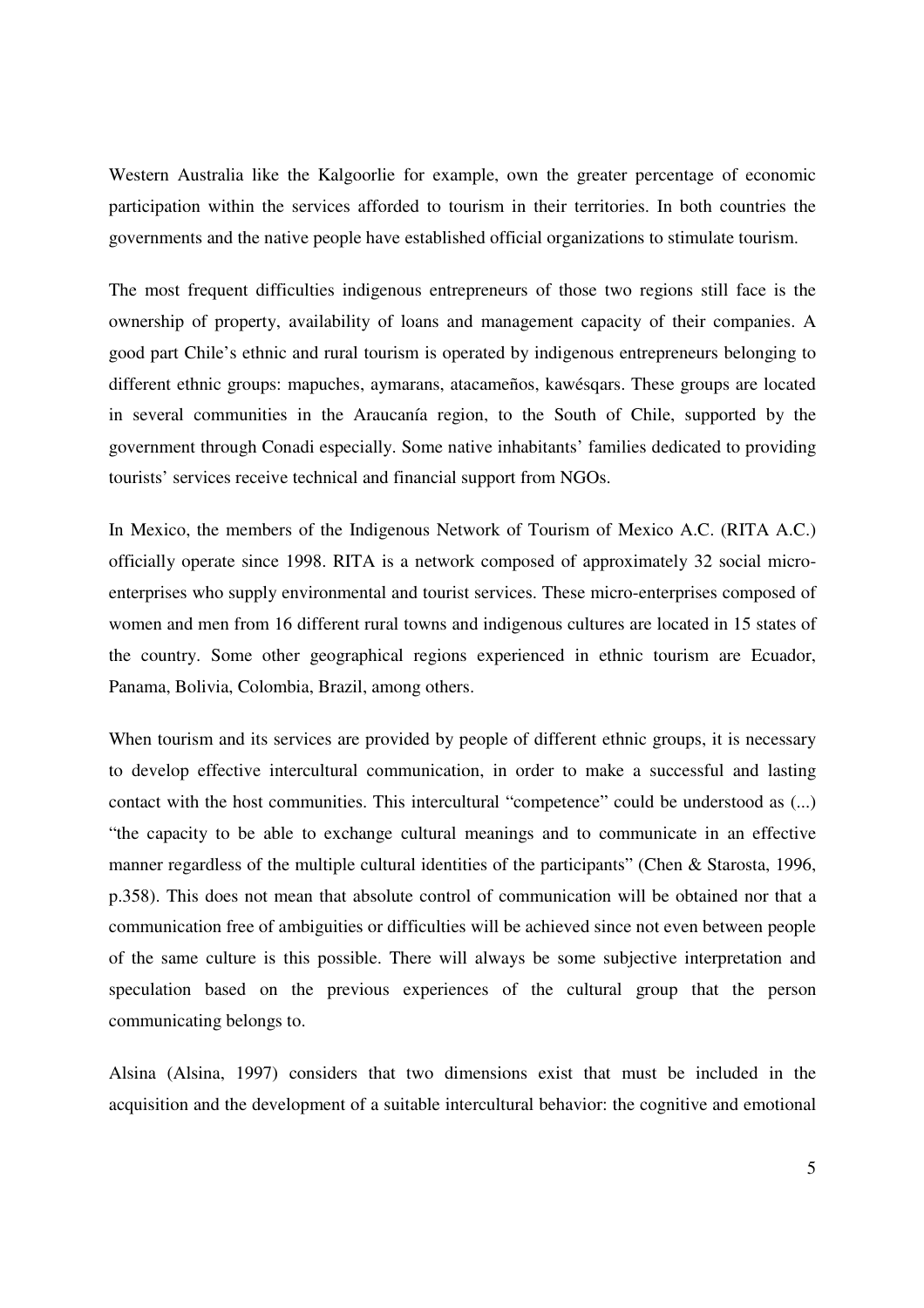Western Australia like the Kalgoorlie for example, own the greater percentage of economic participation within the services afforded to tourism in their territories. In both countries the governments and the native people have established official organizations to stimulate tourism.

The most frequent difficulties indigenous entrepreneurs of those two regions still face is the ownership of property, availability of loans and management capacity of their companies. A good part Chile's ethnic and rural tourism is operated by indigenous entrepreneurs belonging to different ethnic groups: mapuches, aymarans, atacameños, kawésqars. These groups are located in several communities in the Araucanía region, to the South of Chile, supported by the government through Conadi especially. Some native inhabitants' families dedicated to providing tourists' services receive technical and financial support from NGOs.

In Mexico, the members of the Indigenous Network of Tourism of Mexico A.C. (RITA A.C.) officially operate since 1998. RITA is a network composed of approximately 32 social micro-enterprises who supply environmental and tourist services. These micro-enterprises composed of women and men from 16 different rural towns and indigenous cultures are located in 15 states of the country. Some other geographical regions experienced in ethnic tourism are Ecuador, Panama, Bolivia, Colombia, Brazil, among others.

When tourism and its services are provided by people of different ethnic groups, it is necessary to develop effective intercultural communication, in order to make a successful and lasting contact with the host communities. This intercultural "competence" could be understood as (...) "the capacity to be able to exchange cultural meanings and to communicate in an effective manner regardless of the multiple cultural identities of the participants" (Chen & Starosta, 1996, p.358). This does not mean that absolute control of communication will be obtained nor that a communication free of ambiguities or difficulties will be achieved since not even between people of the same culture is this possible. There will always be some subjective interpretation and speculation based on the previous experiences of the cultural group that the person communicating belongs to.

Alsina (Alsina, 1997) considers that two dimensions exist that must be included in the acquisition and the development of a suitable intercultural behavior: the cognitive and emotional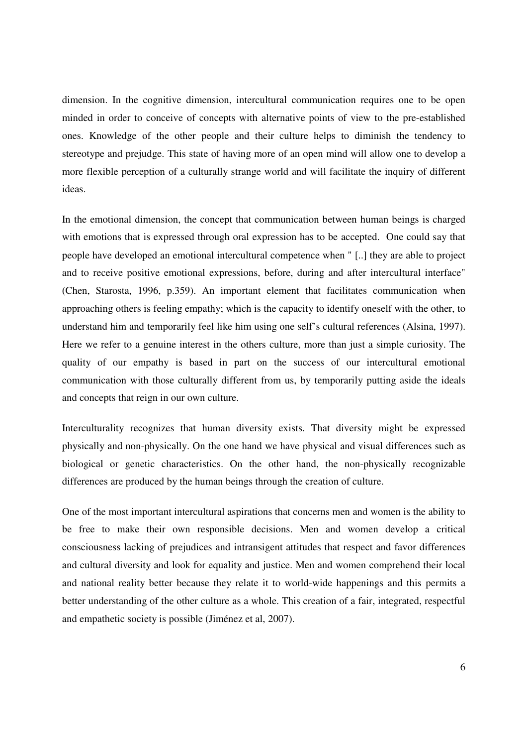dimension. In the cognitive dimension, intercultural communication requires one to be open minded in order to conceive of concepts with alternative points of view to the pre-established ones. Knowledge of the other people and their culture helps to diminish the tendency to stereotype and prejudge. This state of having more of an open mind will allow one to develop a more flexible perception of a culturally strange world and will facilitate the inquiry of different ideas.

In the emotional dimension, the concept that communication between human beings is charged with emotions that is expressed through oral expression has to be accepted. One could say that people have developed an emotional intercultural competence when " [..] they are able to project and to receive positive emotional expressions, before, during and after intercultural interface" (Chen, Starosta, 1996, p.359). An important element that facilitates communication when approaching others is feeling empathy; which is the capacity to identify oneself with the other, to understand him and temporarily feel like him using one self's cultural references (Alsina, 1997). Here we refer to a genuine interest in the others culture, more than just a simple curiosity. The quality of our empathy is based in part on the success of our intercultural emotional communication with those culturally different from us, by temporarily putting aside the ideals and concepts that reign in our own culture.

Interculturality recognizes that human diversity exists. That diversity might be expressed physically and non-physically. On the one hand we have physical and visual differences such as biological or genetic characteristics. On the other hand, the non-physically recognizable differences are produced by the human beings through the creation of culture.

One of the most important intercultural aspirations that concerns men and women is the ability to be free to make their own responsible decisions. Men and women develop a critical consciousness lacking of prejudices and intransigent attitudes that respect and favor differences and cultural diversity and look for equality and justice. Men and women comprehend their local and national reality better because they relate it to world-wide happenings and this permits a better understanding of the other culture as a whole. This creation of a fair, integrated, respectful and empathetic society is possible (Jiménez et al, 2007).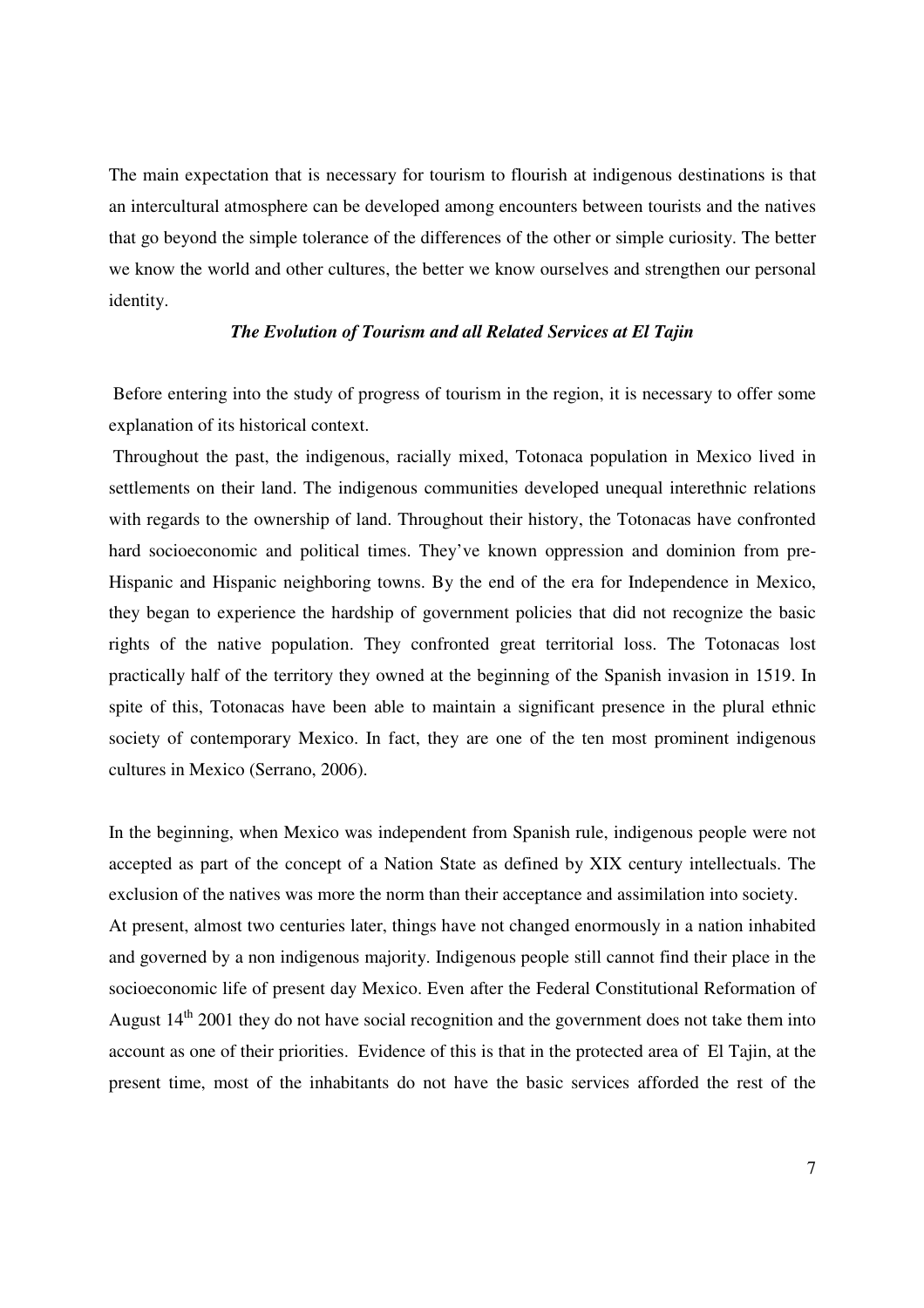The main expectation that is necessary for tourism to flourish at indigenous destinations is that an intercultural atmosphere can be developed among encounters between tourists and the natives that go beyond the simple tolerance of the differences of the other or simple curiosity. The better we know the world and other cultures, the better we know ourselves and strengthen our personal identity.

### *The Evolution of Tourism and all Related Services at El Tajin*

Before entering into the study of progress of tourism in the region, it is necessary to offer some explanation of its historical context.

Throughout the past, the indigenous, racially mixed, Totonaca population in Mexico lived in settlements on their land. The indigenous communities developed unequal interethnic relations with regards to the ownership of land. Throughout their history, the Totonacas have confronted hard socioeconomic and political times. They've known oppression and dominion from pre-Hispanic and Hispanic neighboring towns. By the end of the era for Independence in Mexico, they began to experience the hardship of government policies that did not recognize the basic rights of the native population. They confronted great territorial loss. The Totonacas lost practically half of the territory they owned at the beginning of the Spanish invasion in 1519. In spite of this, Totonacas have been able to maintain a significant presence in the plural ethnic society of contemporary Mexico. In fact, they are one of the ten most prominent indigenous cultures in Mexico (Serrano, 2006).

In the beginning, when Mexico was independent from Spanish rule, indigenous people were not accepted as part of the concept of a Nation State as defined by XIX century intellectuals. The exclusion of the natives was more the norm than their acceptance and assimilation into society.

At present, almost two centuries later, things have not changed enormously in a nation inhabited and governed by a non indigenous majority. Indigenous people still cannot find their place in the socioeconomic life of present day Mexico. Even after the Federal Constitutional Reformation of August 14th 2001 they do not have social recognition and the government does not take them into account as one of their priorities. Evidence of this is that in the protected area of El Tajin, at the present time, most of the inhabitants do not have the basic services afforded the rest of the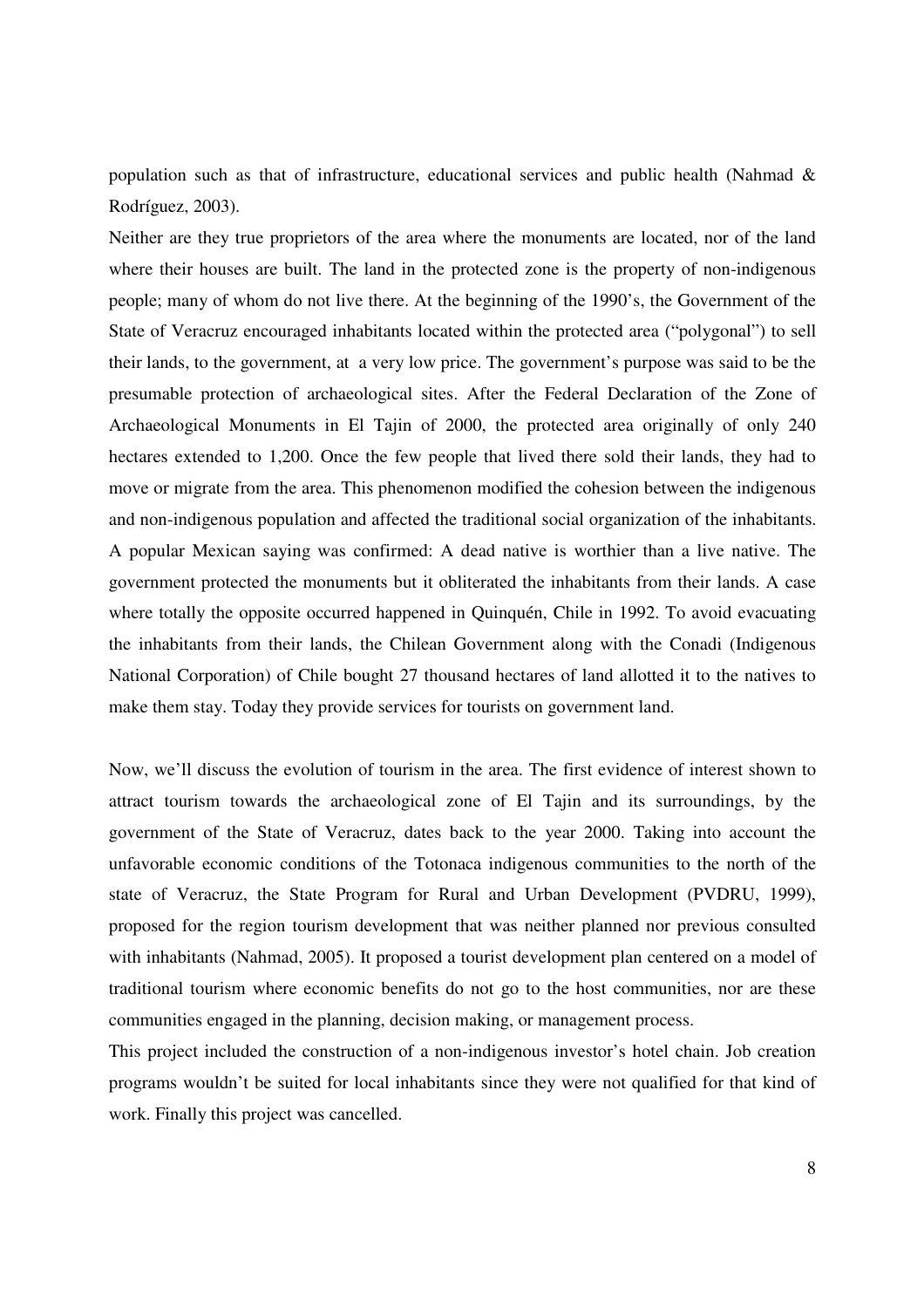population such as that of infrastructure, educational services and public health (Nahmad & Rodríguez, 2003).

Neither are they true proprietors of the area where the monuments are located, nor of the land where their houses are built. The land in the protected zone is the property of non-indigenous people; many of whom do not live there. At the beginning of the 1990's, the Government of the State of Veracruz encouraged inhabitants located within the protected area ("polygonal") to sell their lands, to the government, at a very low price. The government's purpose was said to be the presumable protection of archaeological sites. After the Federal Declaration of the Zone of Archaeological Monuments in El Tajin of 2000, the protected area originally of only 240 hectares extended to 1,200. Once the few people that lived there sold their lands, they had to move or migrate from the area. This phenomenon modified the cohesion between the indigenous and non-indigenous population and affected the traditional social organization of the inhabitants. A popular Mexican saying was confirmed: A dead native is worthier than a live native. The government protected the monuments but it obliterated the inhabitants from their lands. A case where totally the opposite occurred happened in Quinquén, Chile in 1992. To avoid evacuating the inhabitants from their lands, the Chilean Government along with the Conadi (Indigenous National Corporation) of Chile bought 27 thousand hectares of land allotted it to the natives to make them stay. Today they provide services for tourists on government land.

Now, we'll discuss the evolution of tourism in the area. The first evidence of interest shown to attract tourism towards the archaeological zone of El Tajin and its surroundings, by the government of the State of Veracruz, dates back to the year 2000. Taking into account the unfavorable economic conditions of the Totonaca indigenous communities to the north of the state of Veracruz, the State Program for Rural and Urban Development (PVDRU, 1999), proposed for the region tourism development that was neither planned nor previous consulted with inhabitants (Nahmad, 2005). It proposed a tourist development plan centered on a model of traditional tourism where economic benefits do not go to the host communities, nor are these communities engaged in the planning, decision making, or management process.

This project included the construction of a non-indigenous investor's hotel chain. Job creation programs wouldn't be suited for local inhabitants since they were not qualified for that kind of work. Finally this project was cancelled.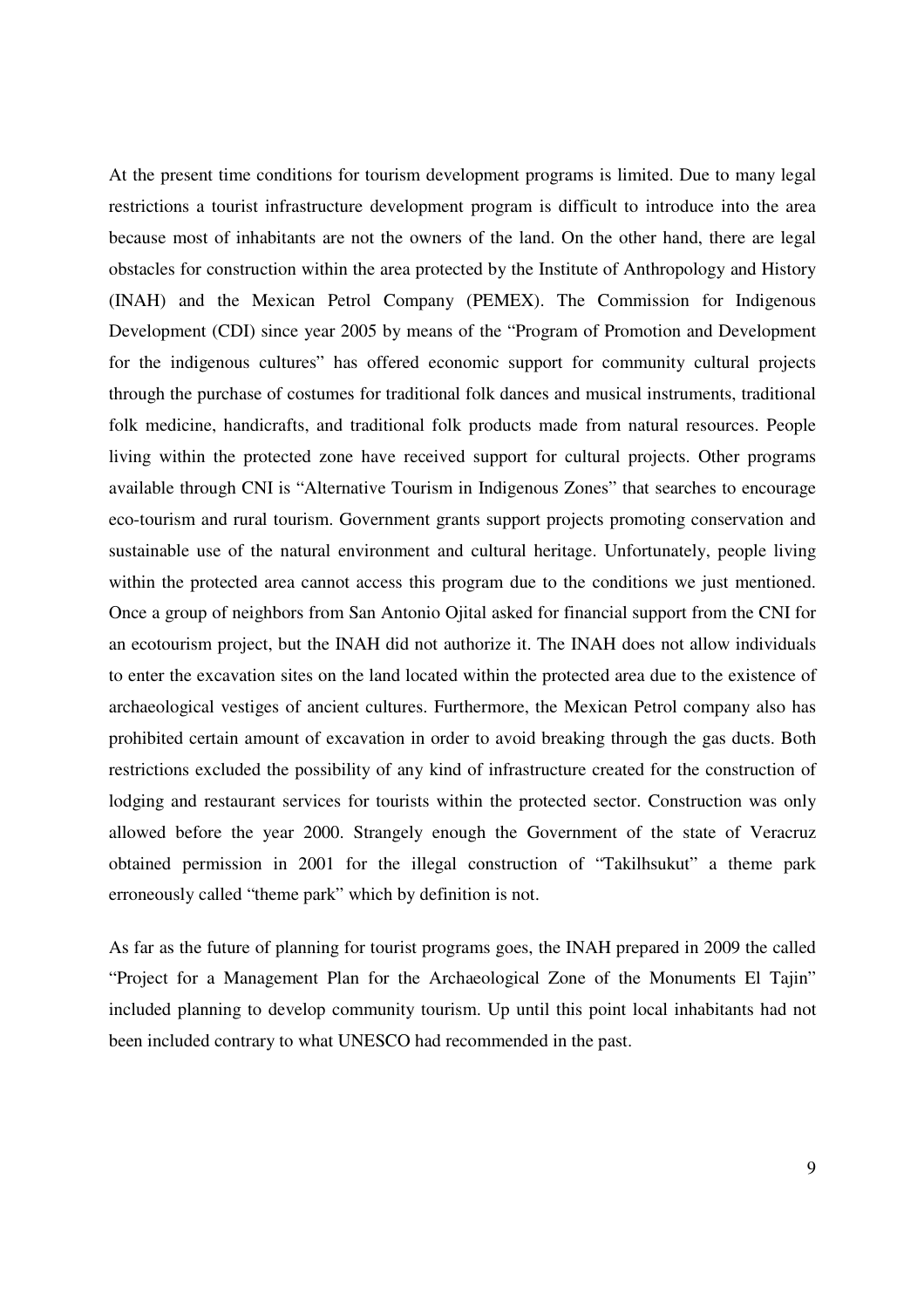At the present time conditions for tourism development programs is limited. Due to many legal restrictions a tourist infrastructure development program is difficult to introduce into the area because most of inhabitants are not the owners of the land. On the other hand, there are legal obstacles for construction within the area protected by the Institute of Anthropology and History (INAH) and the Mexican Petrol Company (PEMEX). The Commission for Indigenous Development (CDI) since year 2005 by means of the "Program of Promotion and Development for the indigenous cultures" has offered economic support for community cultural projects through the purchase of costumes for traditional folk dances and musical instruments, traditional folk medicine, handicrafts, and traditional folk products made from natural resources. People living within the protected zone have received support for cultural projects. Other programs available through CNI is "Alternative Tourism in Indigenous Zones" that searches to encourage eco-tourism and rural tourism. Government grants support projects promoting conservation and sustainable use of the natural environment and cultural heritage. Unfortunately, people living within the protected area cannot access this program due to the conditions we just mentioned. Once a group of neighbors from San Antonio Ojital asked for financial support from the CNI for an ecotourism project, but the INAH did not authorize it. The INAH does not allow individuals to enter the excavation sites on the land located within the protected area due to the existence of archaeological vestiges of ancient cultures. Furthermore, the Mexican Petrol company also has prohibited certain amount of excavation in order to avoid breaking through the gas ducts. Both restrictions excluded the possibility of any kind of infrastructure created for the construction of lodging and restaurant services for tourists within the protected sector. Construction was only allowed before the year 2000. Strangely enough the Government of the state of Veracruz obtained permission in 2001 for the illegal construction of "Takilhsukut" a theme park erroneously called "theme park" which by definition is not.

As far as the future of planning for tourist programs goes, the INAH prepared in 2009 the called "Project for a Management Plan for the Archaeological Zone of the Monuments El Tajin" included planning to develop community tourism. Up until this point local inhabitants had not been included contrary to what UNESCO had recommended in the past.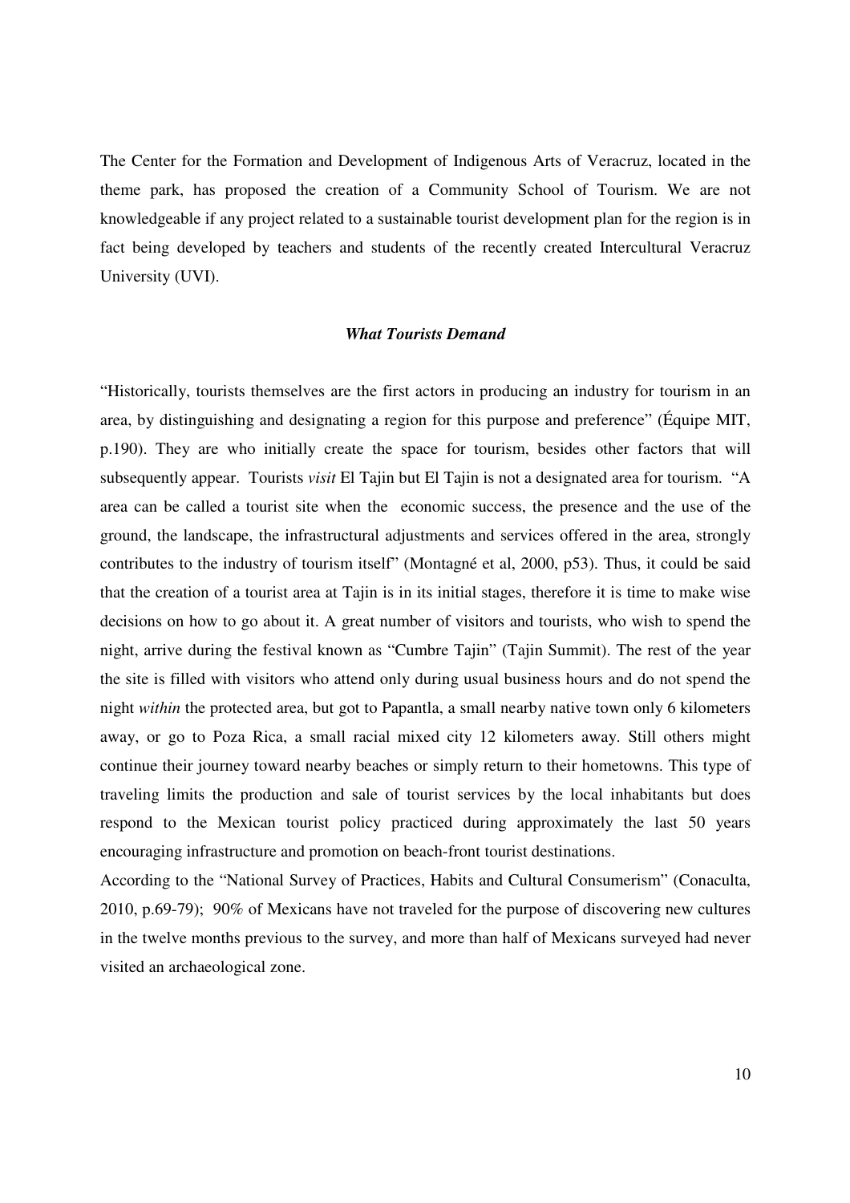The Center for the Formation and Development of Indigenous Arts of Veracruz, located in the theme park, has proposed the creation of a Community School of Tourism. We are not knowledgeable if any project related to a sustainable tourist development plan for the region is in fact being developed by teachers and students of the recently created Intercultural Veracruz University (UVI).

### *What Tourists Demand*

"Historically, tourists themselves are the first actors in producing an industry for tourism in an area, by distinguishing and designating a region for this purpose and preference" (Équipe MIT, p.190). They are who initially create the space for tourism, besides other factors that will subsequently appear. Tourists *visit* El Tajin but El Tajin is not a designated area for tourism. "A area can be called a tourist site when the economic success, the presence and the use of the ground, the landscape, the infrastructural adjustments and services offered in the area, strongly contributes to the industry of tourism itself" (Montagné et al, 2000, p53). Thus, it could be said that the creation of a tourist area at Tajin is in its initial stages, therefore it is time to make wise decisions on how to go about it. A great number of visitors and tourists, who wish to spend the night, arrive during the festival known as "Cumbre Tajin" (Tajin Summit). The rest of the year the site is filled with visitors who attend only during usual business hours and do not spend the night *within* the protected area, but got to Papantla, a small nearby native town only 6 kilometers away, or go to Poza Rica, a small racial mixed city 12 kilometers away. Still others might continue their journey toward nearby beaches or simply return to their hometowns. This type of traveling limits the production and sale of tourist services by the local inhabitants but does respond to the Mexican tourist policy practiced during approximately the last 50 years encouraging infrastructure and promotion on beach-front tourist destinations.

According to the "National Survey of Practices, Habits and Cultural Consumerism" (Conaculta, 2010, p.69-79); 90% of Mexicans have not traveled for the purpose of discovering new cultures in the twelve months previous to the survey, and more than half of Mexicans surveyed had never visited an archaeological zone.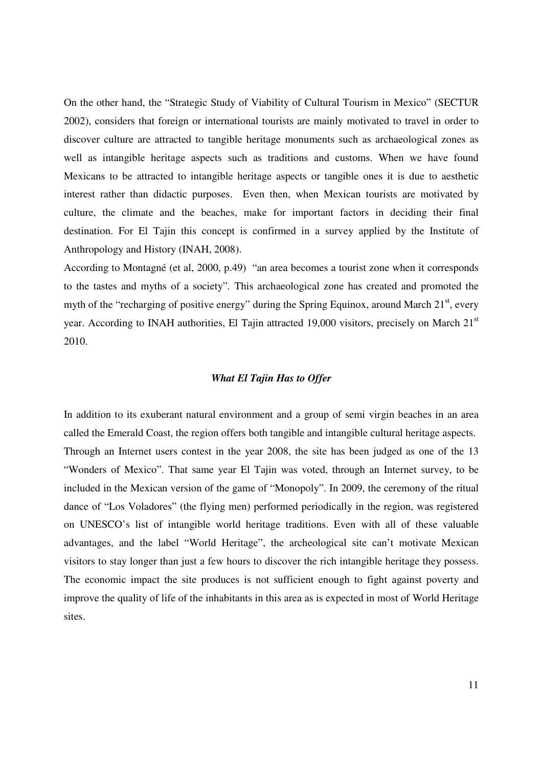On the other hand, the "Strategic Study of Viability of Cultural Tourism in Mexico" (SECTUR 2002), considers that foreign or international tourists are mainly motivated to travel in order to discover culture are attracted to tangible heritage monuments such as archaeological zones as well as intangible heritage aspects such as traditions and customs. When we have found Mexicans to be attracted to intangible heritage aspects or tangible ones it is due to aesthetic interest rather than didactic purposes. Even then, when Mexican tourists are motivated by culture, the climate and the beaches, make for important factors in deciding their final destination. For El Tajin this concept is confirmed in a survey applied by the Institute of Anthropology and History (INAH, 2008).

According to Montagné (et al, 2000, p.49) "an area becomes a tourist zone when it corresponds to the tastes and myths of a society". This archaeological zone has created and promoted the myth of the "recharging of positive energy" during the Spring Equinox, around March 21st, every year. According to INAH authorities, El Tajin attracted 19,000 visitors, precisely on March 21st 2010.

### *What El Tajin Has to Offer*

In addition to its exuberant natural environment and a group of semi virgin beaches in an area called the Emerald Coast, the region offers both tangible and intangible cultural heritage aspects. Through an Internet users contest in the year 2008, the site has been judged as one of the 13 "Wonders of Mexico". That same year El Tajin was voted, through an Internet survey, to be included in the Mexican version of the game of "Monopoly". In 2009, the ceremony of the ritual dance of "Los Voladores" (the flying men) performed periodically in the region, was registered on UNESCO's list of intangible world heritage traditions. Even with all of these valuable advantages, and the label "World Heritage", the archeological site can't motivate Mexican visitors to stay longer than just a few hours to discover the rich intangible heritage they possess. The economic impact the site produces is not sufficient enough to fight against poverty and improve the quality of life of the inhabitants in this area as is expected in most of World Heritage sites.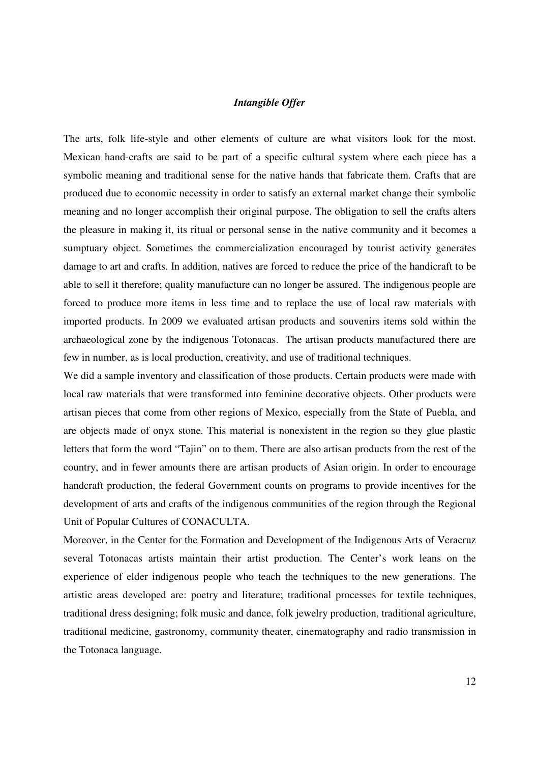### *Intangible Offer*

The arts, folk life-style and other elements of culture are what visitors look for the most. Mexican hand-crafts are said to be part of a specific cultural system where each piece has a symbolic meaning and traditional sense for the native hands that fabricate them. Crafts that are produced due to economic necessity in order to satisfy an external market change their symbolic meaning and no longer accomplish their original purpose. The obligation to sell the crafts alters the pleasure in making it, its ritual or personal sense in the native community and it becomes a sumptuary object. Sometimes the commercialization encouraged by tourist activity generates damage to art and crafts. In addition, natives are forced to reduce the price of the handicraft to be able to sell it therefore; quality manufacture can no longer be assured. The indigenous people are forced to produce more items in less time and to replace the use of local raw materials with imported products. In 2009 we evaluated artisan products and souvenirs items sold within the archaeological zone by the indigenous Totonacas. The artisan products manufactured there are few in number, as is local production, creativity, and use of traditional techniques.

We did a sample inventory and classification of those products. Certain products were made with local raw materials that were transformed into feminine decorative objects. Other products were artisan pieces that come from other regions of Mexico, especially from the State of Puebla, and are objects made of onyx stone. This material is nonexistent in the region so they glue plastic letters that form the word "Tajin" on to them. There are also artisan products from the rest of the country, and in fewer amounts there are artisan products of Asian origin. In order to encourage handcraft production, the federal Government counts on programs to provide incentives for the development of arts and crafts of the indigenous communities of the region through the Regional Unit of Popular Cultures of CONACULTA.

Moreover, in the Center for the Formation and Development of the Indigenous Arts of Veracruz several Totonacas artists maintain their artist production. The Center's work leans on the experience of elder indigenous people who teach the techniques to the new generations. The artistic areas developed are: poetry and literature; traditional processes for textile techniques, traditional dress designing; folk music and dance, folk jewelry production, traditional agriculture, traditional medicine, gastronomy, community theater, cinematography and radio transmission in the Totonaca language.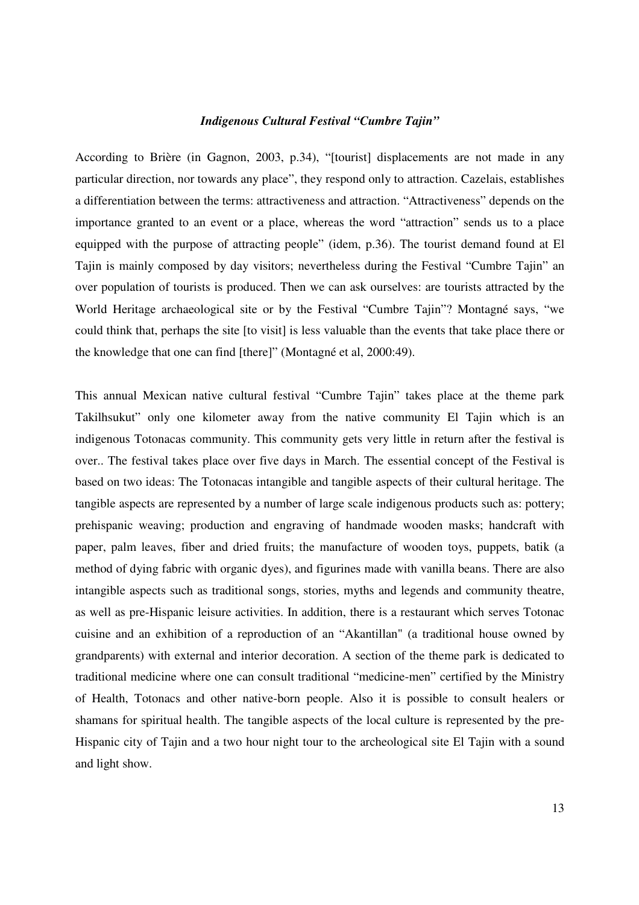### *Indigenous Cultural Festival "Cumbre Tajin"*

According to Brière (in Gagnon, 2003, p.34), "[tourist] displacements are not made in any particular direction, nor towards any place", they respond only to attraction. Cazelais, establishes a differentiation between the terms: attractiveness and attraction. "Attractiveness" depends on the importance granted to an event or a place, whereas the word "attraction" sends us to a place equipped with the purpose of attracting people" (idem, p.36). The tourist demand found at El Tajin is mainly composed by day visitors; nevertheless during the Festival "Cumbre Tajin" an over population of tourists is produced. Then we can ask ourselves: are tourists attracted by the World Heritage archaeological site or by the Festival "Cumbre Tajin"? Montagné says, "we could think that, perhaps the site [to visit] is less valuable than the events that take place there or the knowledge that one can find [there]" (Montagné et al, 2000:49).

This annual Mexican native cultural festival "Cumbre Tajin" takes place at the theme park Takilhsukut" only one kilometer away from the native community El Tajin which is an indigenous Totonacas community. This community gets very little in return after the festival is over.. The festival takes place over five days in March. The essential concept of the Festival is based on two ideas: The Totonacas intangible and tangible aspects of their cultural heritage. The tangible aspects are represented by a number of large scale indigenous products such as: pottery; prehispanic weaving; production and engraving of handmade wooden masks; handcraft with paper, palm leaves, fiber and dried fruits; the manufacture of wooden toys, puppets, batik (a method of dying fabric with organic dyes), and figurines made with vanilla beans. There are also intangible aspects such as traditional songs, stories, myths and legends and community theatre, as well as pre-Hispanic leisure activities. In addition, there is a restaurant which serves Totonac cuisine and an exhibition of a reproduction of an "Akantillan" (a traditional house owned by grandparents) with external and interior decoration. A section of the theme park is dedicated to traditional medicine where one can consult traditional "medicine-men" certified by the Ministry of Health, Totonacs and other native-born people. Also it is possible to consult healers or shamans for spiritual health. The tangible aspects of the local culture is represented by the pre-Hispanic city of Tajin and a two hour night tour to the archeological site El Tajin with a sound and light show.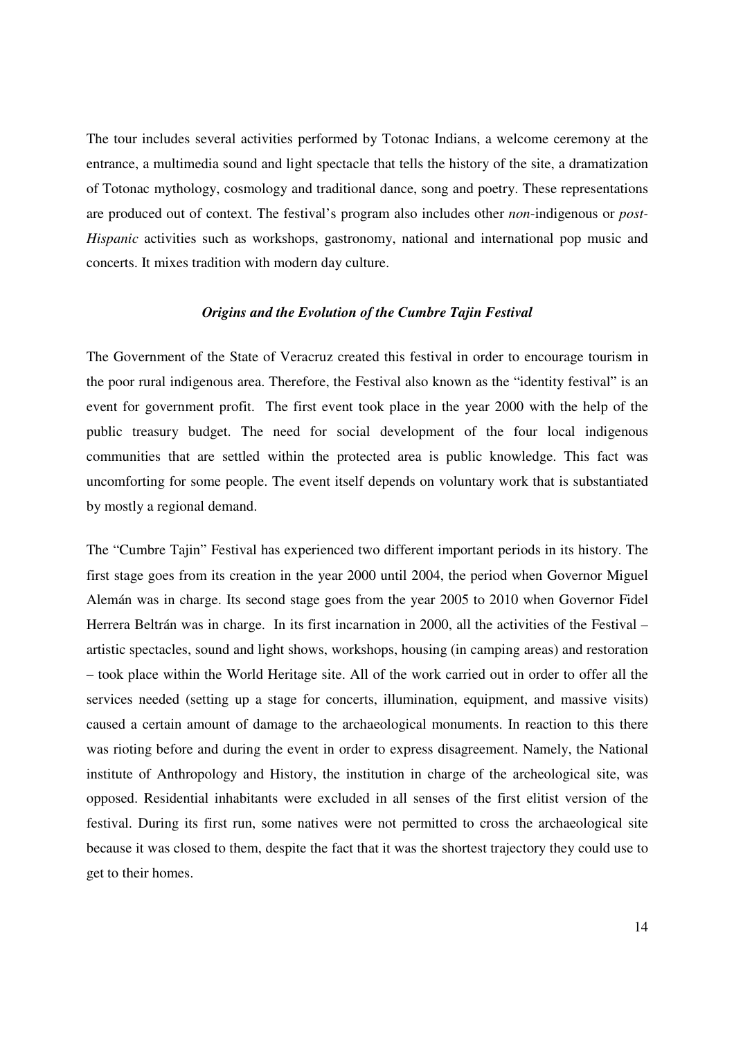The tour includes several activities performed by Totonac Indians, a welcome ceremony at the entrance, a multimedia sound and light spectacle that tells the history of the site, a dramatization of Totonac mythology, cosmology and traditional dance, song and poetry. These representations are produced out of context. The festival's program also includes other *non*-indigenous or *post-Hispanic* activities such as workshops, gastronomy, national and international pop music and concerts. It mixes tradition with modern day culture.

### *Origins and the Evolution of the Cumbre Tajin Festival*

The Government of the State of Veracruz created this festival in order to encourage tourism in the poor rural indigenous area. Therefore, the Festival also known as the "identity festival" is an event for government profit. The first event took place in the year 2000 with the help of the public treasury budget. The need for social development of the four local indigenous communities that are settled within the protected area is public knowledge. This fact was uncomforting for some people. The event itself depends on voluntary work that is substantiated by mostly a regional demand.

The "Cumbre Tajin" Festival has experienced two different important periods in its history. The first stage goes from its creation in the year 2000 until 2004, the period when Governor Miguel Alemán was in charge. Its second stage goes from the year 2005 to 2010 when Governor Fidel Herrera Beltrán was in charge. In its first incarnation in 2000, all the activities of the Festival – artistic spectacles, sound and light shows, workshops, housing (in camping areas) and restoration – took place within the World Heritage site. All of the work carried out in order to offer all the services needed (setting up a stage for concerts, illumination, equipment, and massive visits) caused a certain amount of damage to the archaeological monuments. In reaction to this there was rioting before and during the event in order to express disagreement. Namely, the National institute of Anthropology and History, the institution in charge of the archeological site, was opposed. Residential inhabitants were excluded in all senses of the first elitist version of the festival. During its first run, some natives were not permitted to cross the archaeological site because it was closed to them, despite the fact that it was the shortest trajectory they could use to get to their homes.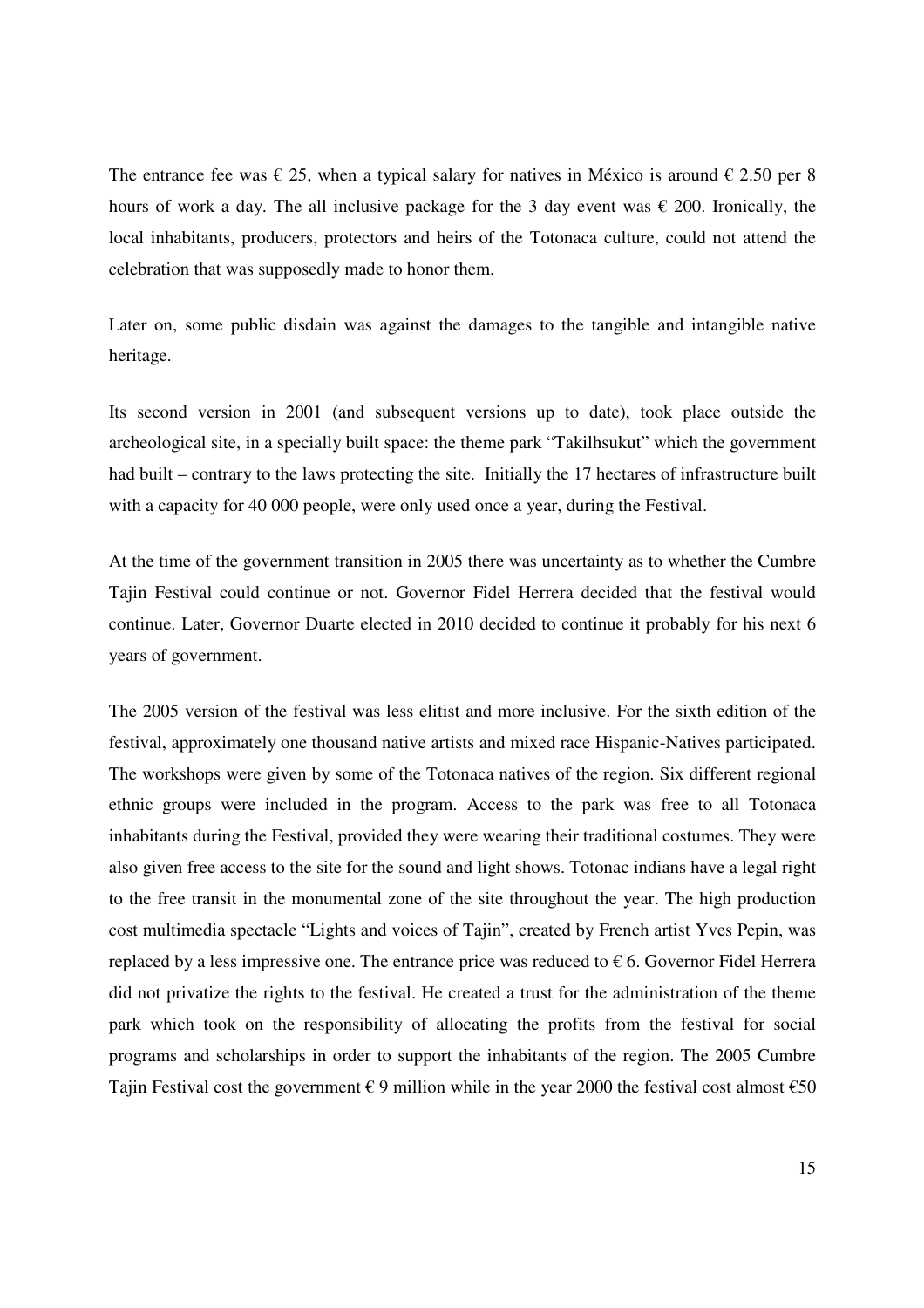The entrance fee was € 25, when a typical salary for natives in México is around € 2.50 per 8 hours of work a day. The all inclusive package for the 3 day event was € 200. Ironically, the local inhabitants, producers, protectors and heirs of the Totonaca culture, could not attend the celebration that was supposedly made to honor them.

Later on, some public disdain was against the damages to the tangible and intangible native heritage.

Its second version in 2001 (and subsequent versions up to date), took place outside the archeological site, in a specially built space: the theme park "Takilhsukut" which the government had built – contrary to the laws protecting the site. Initially the 17 hectares of infrastructure built with a capacity for 40 000 people, were only used once a year, during the Festival.

At the time of the government transition in 2005 there was uncertainty as to whether the Cumbre Tajin Festival could continue or not. Governor Fidel Herrera decided that the festival would continue. Later, Governor Duarte elected in 2010 decided to continue it probably for his next 6 years of government.

The 2005 version of the festival was less elitist and more inclusive. For the sixth edition of the festival, approximately one thousand native artists and mixed race Hispanic-Natives participated. The workshops were given by some of the Totonaca natives of the region. Six different regional ethnic groups were included in the program. Access to the park was free to all Totonaca inhabitants during the Festival, provided they were wearing their traditional costumes. They were also given free access to the site for the sound and light shows. Totonac indians have a legal right to the free transit in the monumental zone of the site throughout the year. The high production cost multimedia spectacle "Lights and voices of Tajin", created by French artist Yves Pepin, was replaced by a less impressive one. The entrance price was reduced to € 6. Governor Fidel Herrera did not privatize the rights to the festival. He created a trust for the administration of the theme park which took on the responsibility of allocating the profits from the festival for social programs and scholarships in order to support the inhabitants of the region. The 2005 Cumbre Tajin Festival cost the government € 9 million while in the year 2000 the festival cost almost €50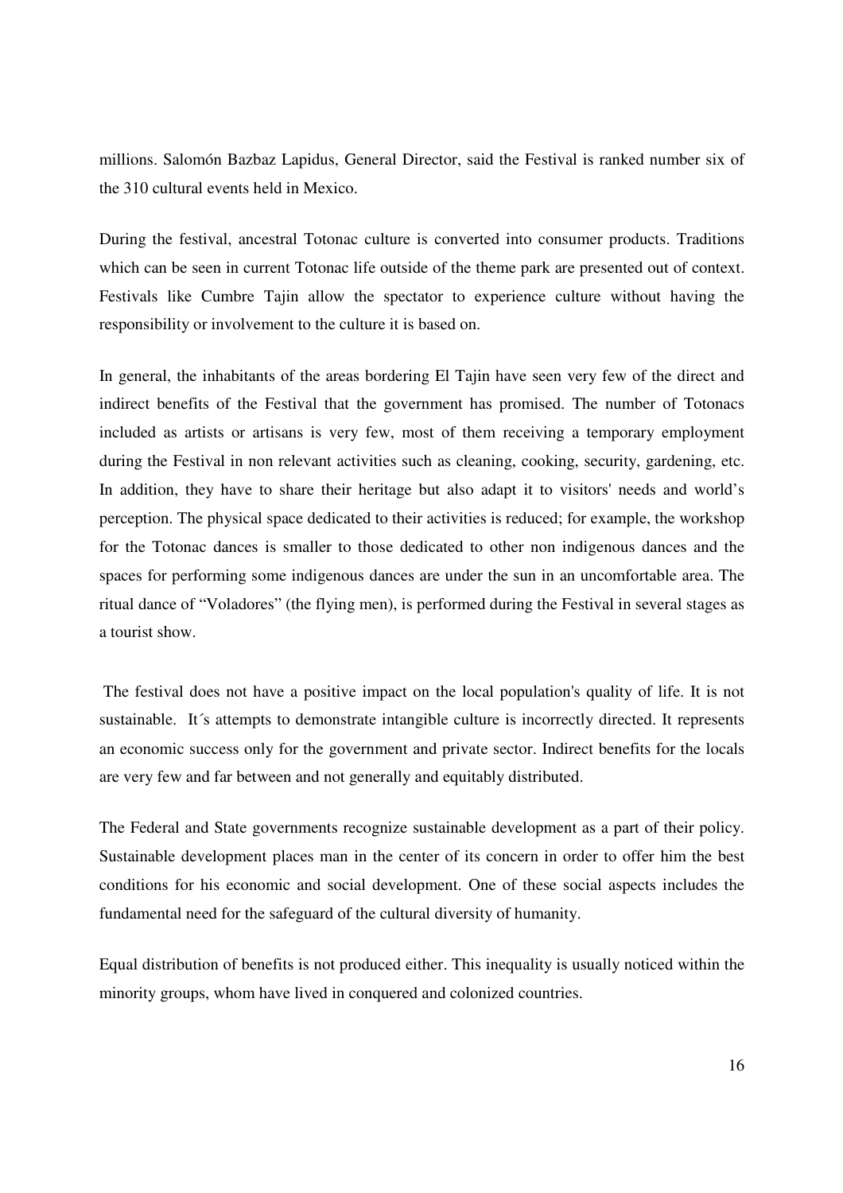millions. Salomón Bazbaz Lapidus, General Director, said the Festival is ranked number six of the 310 cultural events held in Mexico.

During the festival, ancestral Totonac culture is converted into consumer products. Traditions which can be seen in current Totonac life outside of the theme park are presented out of context. Festivals like Cumbre Tajin allow the spectator to experience culture without having the responsibility or involvement to the culture it is based on.

In general, the inhabitants of the areas bordering El Tajin have seen very few of the direct and indirect benefits of the Festival that the government has promised. The number of Totonacs included as artists or artisans is very few, most of them receiving a temporary employment during the Festival in non relevant activities such as cleaning, cooking, security, gardening, etc. In addition, they have to share their heritage but also adapt it to visitors' needs and world's perception. The physical space dedicated to their activities is reduced; for example, the workshop for the Totonac dances is smaller to those dedicated to other non indigenous dances and the spaces for performing some indigenous dances are under the sun in an uncomfortable area. The ritual dance of "Voladores" (the flying men), is performed during the Festival in several stages as a tourist show.

The festival does not have a positive impact on the local population's quality of life. It is not sustainable. It´s attempts to demonstrate intangible culture is incorrectly directed. It represents an economic success only for the government and private sector. Indirect benefits for the locals are very few and far between and not generally and equitably distributed.

The Federal and State governments recognize sustainable development as a part of their policy. Sustainable development places man in the center of its concern in order to offer him the best conditions for his economic and social development. One of these social aspects includes the fundamental need for the safeguard of the cultural diversity of humanity.

Equal distribution of benefits is not produced either. This inequality is usually noticed within the minority groups, whom have lived in conquered and colonized countries.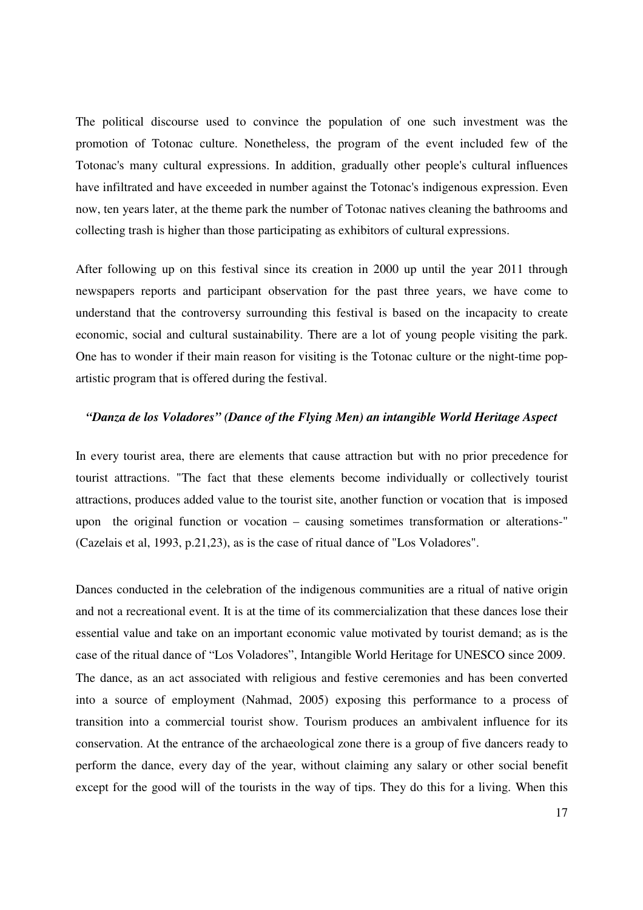The political discourse used to convince the population of one such investment was the promotion of Totonac culture. Nonetheless, the program of the event included few of the Totonac's many cultural expressions. In addition, gradually other people's cultural influences have infiltrated and have exceeded in number against the Totonac's indigenous expression. Even now, ten years later, at the theme park the number of Totonac natives cleaning the bathrooms and collecting trash is higher than those participating as exhibitors of cultural expressions.

After following up on this festival since its creation in 2000 up until the year 2011 through newspapers reports and participant observation for the past three years, we have come to understand that the controversy surrounding this festival is based on the incapacity to create economic, social and cultural sustainability. There are a lot of young people visiting the park. One has to wonder if their main reason for visiting is the Totonac culture or the night-time pop-artistic program that is offered during the festival.

### *"Danza de los Voladores" (Dance of the Flying Men) an intangible World Heritage Aspect*

In every tourist area, there are elements that cause attraction but with no prior precedence for tourist attractions. "The fact that these elements become individually or collectively tourist attractions, produces added value to the tourist site, another function or vocation that is imposed upon the original function or vocation – causing sometimes transformation or alterations-" (Cazelais et al, 1993, p.21,23), as is the case of ritual dance of "Los Voladores".

Dances conducted in the celebration of the indigenous communities are a ritual of native origin and not a recreational event. It is at the time of its commercialization that these dances lose their essential value and take on an important economic value motivated by tourist demand; as is the case of the ritual dance of "Los Voladores", Intangible World Heritage for UNESCO since 2009. The dance, as an act associated with religious and festive ceremonies and has been converted into a source of employment (Nahmad, 2005) exposing this performance to a process of transition into a commercial tourist show. Tourism produces an ambivalent influence for its conservation. At the entrance of the archaeological zone there is a group of five dancers ready to perform the dance, every day of the year, without claiming any salary or other social benefit except for the good will of the tourists in the way of tips. They do this for a living. When this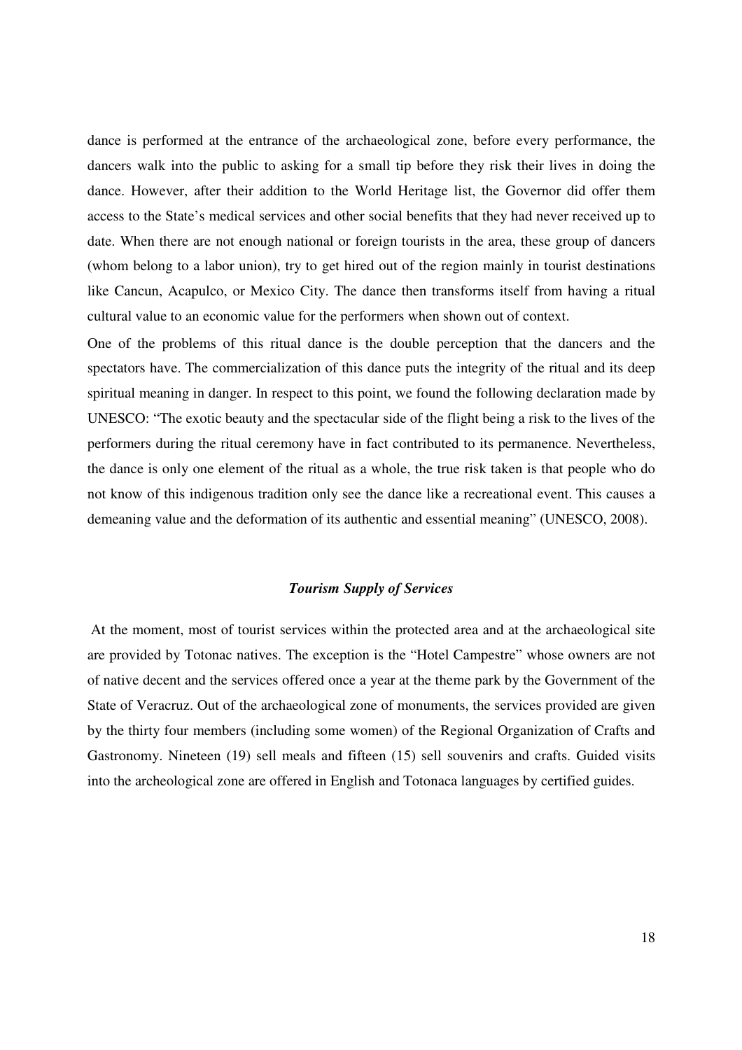dance is performed at the entrance of the archaeological zone, before every performance, the dancers walk into the public to asking for a small tip before they risk their lives in doing the dance. However, after their addition to the World Heritage list, the Governor did offer them access to the State's medical services and other social benefits that they had never received up to date. When there are not enough national or foreign tourists in the area, these group of dancers (whom belong to a labor union), try to get hired out of the region mainly in tourist destinations like Cancun, Acapulco, or Mexico City. The dance then transforms itself from having a ritual cultural value to an economic value for the performers when shown out of context.

One of the problems of this ritual dance is the double perception that the dancers and the spectators have. The commercialization of this dance puts the integrity of the ritual and its deep spiritual meaning in danger. In respect to this point, we found the following declaration made by UNESCO: "The exotic beauty and the spectacular side of the flight being a risk to the lives of the performers during the ritual ceremony have in fact contributed to its permanence. Nevertheless, the dance is only one element of the ritual as a whole, the true risk taken is that people who do not know of this indigenous tradition only see the dance like a recreational event. This causes a demeaning value and the deformation of its authentic and essential meaning" (UNESCO, 2008).

### *Tourism Supply of Services*

At the moment, most of tourist services within the protected area and at the archaeological site are provided by Totonac natives. The exception is the "Hotel Campestre" whose owners are not of native decent and the services offered once a year at the theme park by the Government of the State of Veracruz. Out of the archaeological zone of monuments, the services provided are given by the thirty four members (including some women) of the Regional Organization of Crafts and Gastronomy. Nineteen (19) sell meals and fifteen (15) sell souvenirs and crafts. Guided visits into the archeological zone are offered in English and Totonaca languages by certified guides.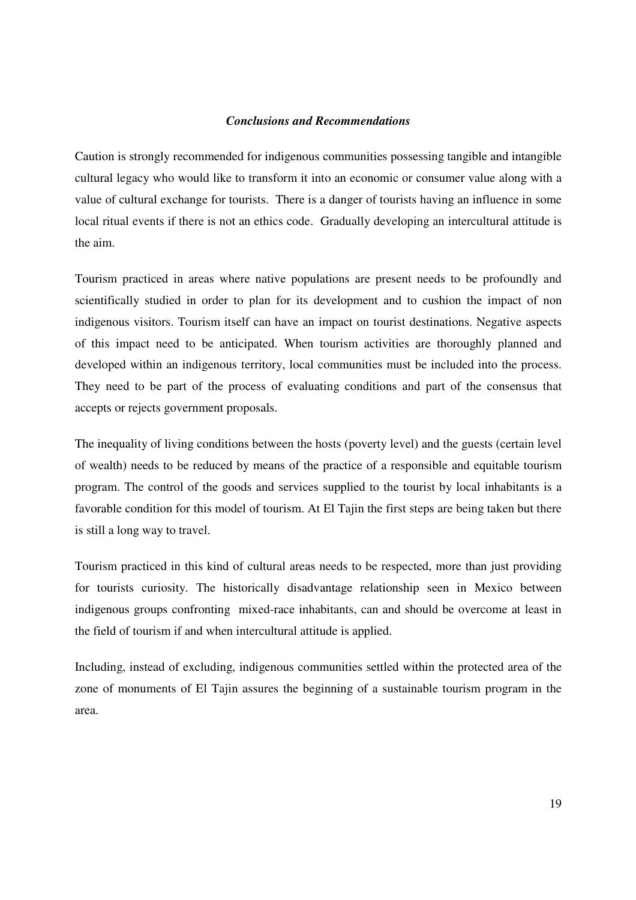### *Conclusions and Recommendations*

Caution is strongly recommended for indigenous communities possessing tangible and intangible cultural legacy who would like to transform it into an economic or consumer value along with a value of cultural exchange for tourists. There is a danger of tourists having an influence in some local ritual events if there is not an ethics code. Gradually developing an intercultural attitude is the aim.

Tourism practiced in areas where native populations are present needs to be profoundly and scientifically studied in order to plan for its development and to cushion the impact of non indigenous visitors. Tourism itself can have an impact on tourist destinations. Negative aspects of this impact need to be anticipated. When tourism activities are thoroughly planned and developed within an indigenous territory, local communities must be included into the process. They need to be part of the process of evaluating conditions and part of the consensus that accepts or rejects government proposals.

The inequality of living conditions between the hosts (poverty level) and the guests (certain level of wealth) needs to be reduced by means of the practice of a responsible and equitable tourism program. The control of the goods and services supplied to the tourist by local inhabitants is a favorable condition for this model of tourism. At El Tajin the first steps are being taken but there is still a long way to travel.

Tourism practiced in this kind of cultural areas needs to be respected, more than just providing for tourists curiosity. The historically disadvantage relationship seen in Mexico between indigenous groups confronting mixed-race inhabitants, can and should be overcome at least in the field of tourism if and when intercultural attitude is applied.

Including, instead of excluding, indigenous communities settled within the protected area of the zone of monuments of El Tajin assures the beginning of a sustainable tourism program in the area.